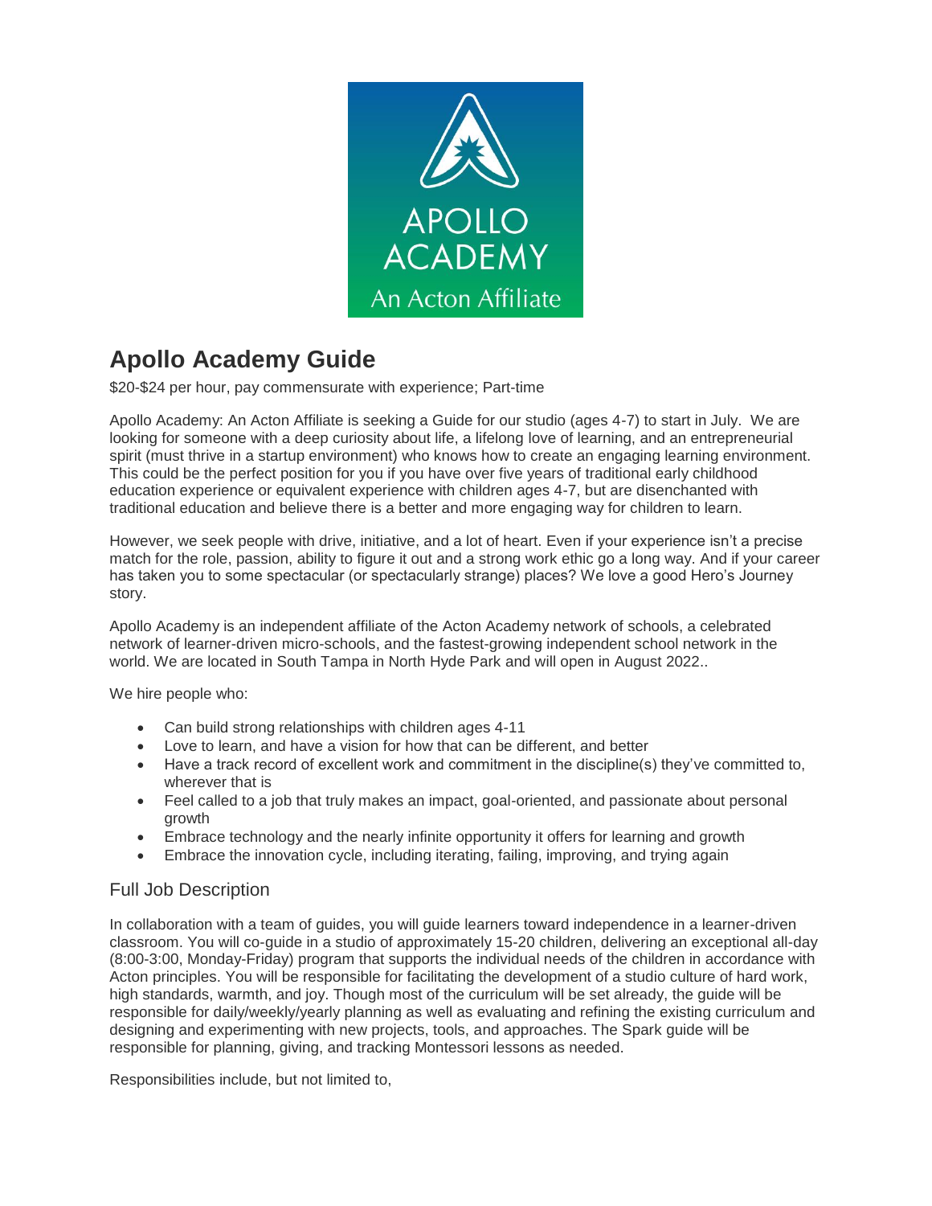# Apollo Academy Guide

$20-$24 per hour, pay commensurate with experience; Part-time

Apollo Academy: An Acton Affiliate is seeking a Guide for our studio (ages 4-7) to start in July. We are looking for someone with a deep curiosity about life, a lifelong love of learning, and an entrepreneurial spirit (must thrive in a startup environment) who knows how to create an engaging learning environment. This could be the perfect position for you if you have over five years of traditional early childhood education experience or equivalent experience with children ages 4-7, but are disenchanted with traditional education and believe there is a better and more engaging way for children to learn.

However, we seek people with drive, initiative, and a lot of heart. Even if your experience isn't a precise match for the role, passion, ability to figure it out and a strong work ethic go a long way. And if your career has taken you to some spectacular (or spectacularly strange) places? We love a good Hero's Journey story.

Apollo Academy is an independent affiliate of the Acton Academy network of schools, a celebrated network of learner-driven micro-schools, and the fastest-growing independent school network in the world. We are located in South Tampa in North Hyde Park and will open in August 2022..

We hire people who:

- Can build strong relationships with children ages 4-11
- Love to learn, and have a vision for how that can be different, and better
- Have a track record of excellent work and commitment in the discipline(s) they've committed to, wherever that is
- Feel called to a job that truly makes an impact, goal-oriented, and passionate about personal growth
- Embrace technology and the nearly infinite opportunity it offers for learning and growth
- Embrace the innovation cycle, including iterating, failing, improving, and trying again

## Full Job Description

In collaboration with a team of guides, you will guide learners toward independence in a learner-driven classroom. You will co-guide in a studio of approximately 15-20 children, delivering an exceptional all-day (8:00-3:00, Monday-Friday) program that supports the individual needs of the children in accordance with Acton principles. You will be responsible for facilitating the development of a studio culture of hard work, high standards, warmth, and joy. Though most of the curriculum will be set already, the guide will be responsible for daily/weekly/yearly planning as well as evaluating and refining the existing curriculum and designing and experimenting with new projects, tools, and approaches. The Spark guide will be responsible for planning, giving, and tracking Montessori lessons as needed.

Responsibilities include, but not limited to,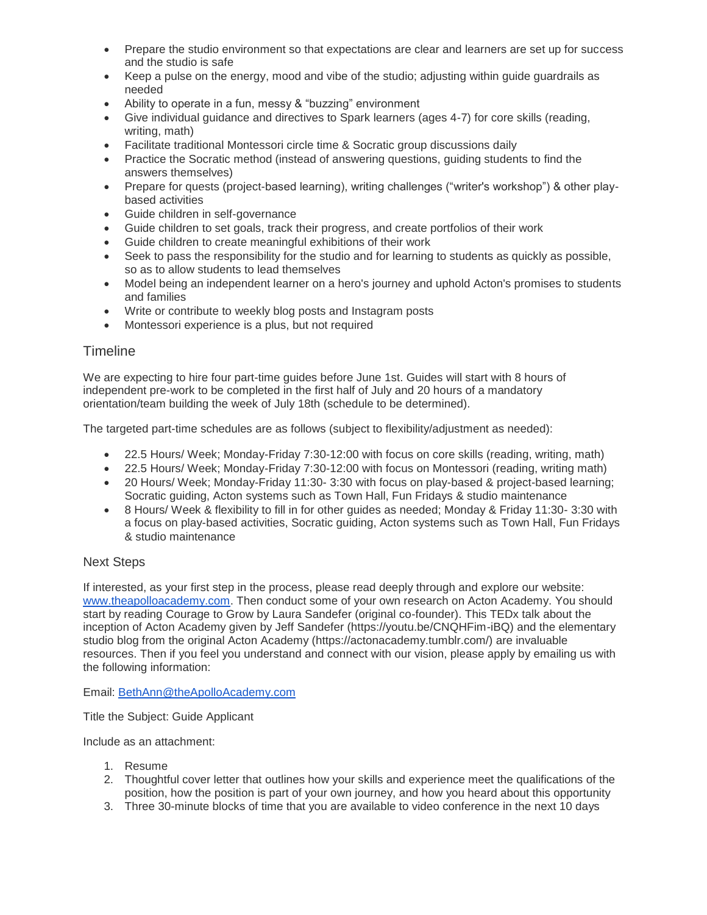- Prepare the studio environment so that expectations are clear and learners are set up for success and the studio is safe
- Keep a pulse on the energy, mood and vibe of the studio; adjusting within guide guardrails as needed
- Ability to operate in a fun, messy & "buzzing" environment
- Give individual guidance and directives to Spark learners (ages 4-7) for core skills (reading, writing, math)
- Facilitate traditional Montessori circle time & Socratic group discussions daily
- Practice the Socratic method (instead of answering questions, guiding students to find the answers themselves)
- Prepare for quests (project-based learning), writing challenges ("writer's workshop") & other play-based activities
- Guide children in self-governance
- Guide children to set goals, track their progress, and create portfolios of their work
- Guide children to create meaningful exhibitions of their work
- Seek to pass the responsibility for the studio and for learning to students as quickly as possible, so as to allow students to lead themselves
- Model being an independent learner on a hero's journey and uphold Acton's promises to students and families
- Write or contribute to weekly blog posts and Instagram posts
- Montessori experience is a plus, but not required

## Timeline

We are expecting to hire four part-time guides before June 1st. Guides will start with 8 hours of independent pre-work to be completed in the first half of July and 20 hours of a mandatory orientation/team building the week of July 18th (schedule to be determined).

The targeted part-time schedules are as follows (subject to flexibility/adjustment as needed):

- 22.5 Hours/ Week; Monday-Friday 7:30-12:00 with focus on core skills (reading, writing, math)
- 22.5 Hours/ Week; Monday-Friday 7:30-12:00 with focus on Montessori (reading, writing math)
- 20 Hours/ Week; Monday-Friday 11:30- 3:30 with focus on play-based & project-based learning; Socratic guiding, Acton systems such as Town Hall, Fun Fridays & studio maintenance
- 8 Hours/ Week & flexibility to fill in for other guides as needed; Monday & Friday 11:30- 3:30 with a focus on play-based activities, Socratic guiding, Acton systems such as Town Hall, Fun Fridays & studio maintenance

## Next Steps

If interested, as your first step in the process, please read deeply through and explore our website: www.theapolloacademy.com. Then conduct some of your own research on Acton Academy. You should start by reading Courage to Grow by Laura Sandefer (original co-founder). This TEDx talk about the inception of Acton Academy given by Jeff Sandefer (https://youtu.be/CNQHFim-iBQ) and the elementary studio blog from the original Acton Academy (https://actonacademy.tumblr.com/) are invaluable resources. Then if you feel you understand and connect with our vision, please apply by emailing us with the following information:

Email: BethAnn@theApolloAcademy.com

Title the Subject: Guide Applicant

Include as an attachment:

1. Resume
2. Thoughtful cover letter that outlines how your skills and experience meet the qualifications of the position, how the position is part of your own journey, and how you heard about this opportunity
3. Three 30-minute blocks of time that you are available to video conference in the next 10 days